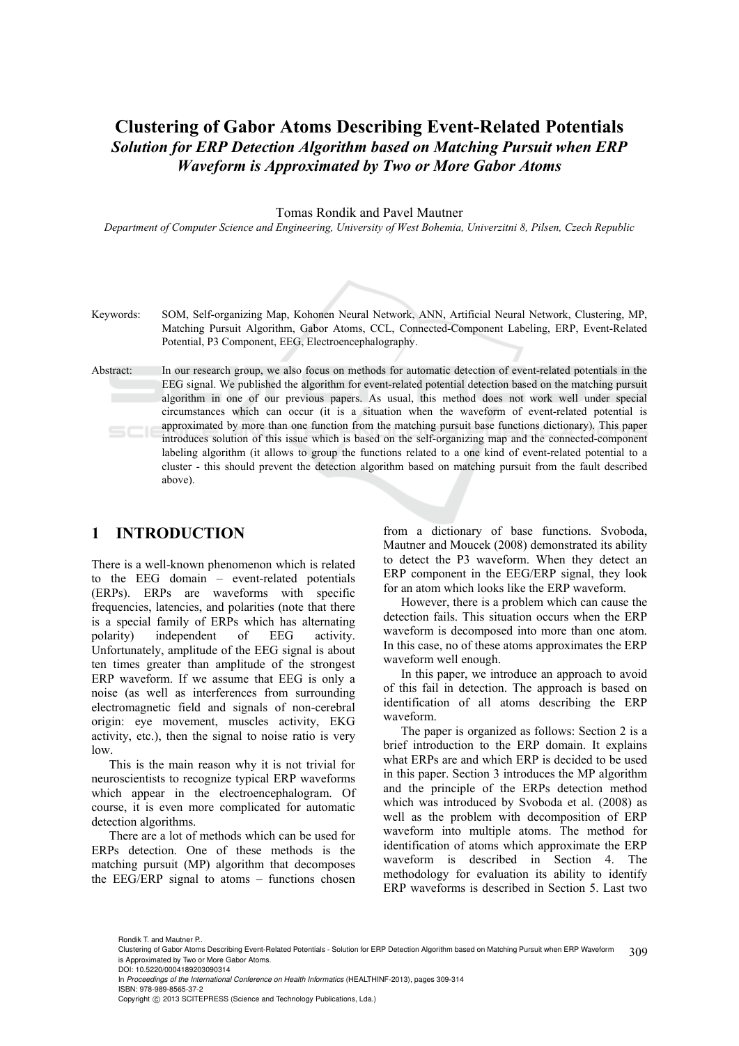# Clustering of Gabor Atoms Describing Event-Related Potentials

## *Solution for ERP Detection Algorithm based on Matching Pursuit when ERP Waveform is Approximated by Two or More Gabor Atoms*

Tomas Rondik and Pavel Mautner

*Department of Computer Science and Engineering, University of West Bohemia, Univerzitni 8, Pilsen, Czech Republic*

Keywords: SOM, Self-organizing Map, Kohonen Neural Network, ANN, Artificial Neural Network, Clustering, MP, Matching Pursuit Algorithm, Gabor Atoms, CCL, Connected-Component Labeling, ERP, Event-Related Potential, P3 Component, EEG, Electroencephalography.

Abstract: In our research group, we also focus on methods for automatic detection of event-related potentials in the EEG signal. We published the algorithm for event-related potential detection based on the matching pursuit algorithm in one of our previous papers. As usual, this method does not work well under special circumstances which can occur (it is a situation when the waveform of event-related potential is approximated by more than one function from the matching pursuit base functions dictionary). This paper introduces solution of this issue which is based on the self-organizing map and the connected-component labeling algorithm (it allows to group the functions related to a one kind of event-related potential to a cluster - this should prevent the detection algorithm based on matching pursuit from the fault described above).

## 1 INTRODUCTION

There is a well-known phenomenon which is related to the EEG domain – event-related potentials (ERPs). ERPs are waveforms with specific frequencies, latencies, and polarities (note that there is a special family of ERPs which has alternating polarity) independent of EEG activity. Unfortunately, amplitude of the EEG signal is about ten times greater than amplitude of the strongest ERP waveform. If we assume that EEG is only a noise (as well as interferences from surrounding electromagnetic field and signals of non-cerebral origin: eye movement, muscles activity, EKG activity, etc.), then the signal to noise ratio is very low.

This is the main reason why it is not trivial for neuroscientists to recognize typical ERP waveforms which appear in the electroencephalogram. Of course, it is even more complicated for automatic detection algorithms.

There are a lot of methods which can be used for ERPs detection. One of these methods is the matching pursuit (MP) algorithm that decomposes the EEG/ERP signal to atoms – functions chosen from a dictionary of base functions. Svoboda, Mautner and Moucek (2008) demonstrated its ability to detect the P3 waveform. When they detect an ERP component in the EEG/ERP signal, they look for an atom which looks like the ERP waveform.

However, there is a problem which can cause the detection fails. This situation occurs when the ERP waveform is decomposed into more than one atom. In this case, no of these atoms approximates the ERP waveform well enough.

In this paper, we introduce an approach to avoid of this fail in detection. The approach is based on identification of all atoms describing the ERP waveform.

The paper is organized as follows: Section 2 is a brief introduction to the ERP domain. It explains what ERPs are and which ERP is decided to be used in this paper. Section 3 introduces the MP algorithm and the principle of the ERPs detection method which was introduced by Svoboda et al. (2008) as well as the problem with decomposition of ERP waveform into multiple atoms. The method for identification of atoms which approximate the ERP waveform is described in Section 4. The methodology for evaluation its ability to identify ERP waveforms is described in Section 5. Last two

Rondik T. and Mautner P..
Clustering of Gabor Atoms Describing Event-Related Potentials - Solution for ERP Detection Algorithm based on Matching Pursuit when ERP Waveform is Approximated by Two or More Gabor Atoms.
DOI: 10.5220/0004189203090314
In *Proceedings of the International Conference on Health Informatics* (HEALTHINF-2013), pages 309-314
ISBN: 978-989-8565-37-2
Copyright © 2013 SCITEPRESS (Science and Technology Publications, Lda.)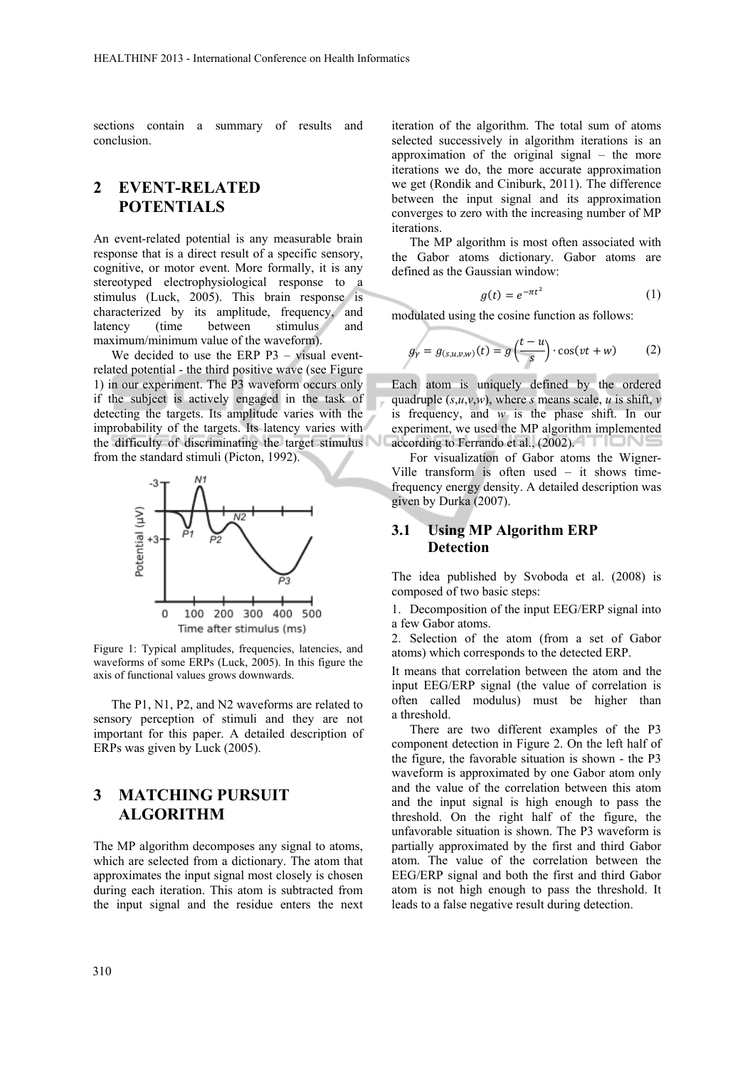sections contain a summary of results and conclusion.

## 2 EVENT-RELATED POTENTIALS

An event-related potential is any measurable brain response that is a direct result of a specific sensory, cognitive, or motor event. More formally, it is any stereotyped electrophysiological response to a stimulus (Luck, 2005). This brain response is characterized by its amplitude, frequency, and latency (time between stimulus and maximum/minimum value of the waveform).

We decided to use the ERP P3 – visual event-related potential - the third positive wave (see Figure 1) in our experiment. The P3 waveform occurs only if the subject is actively engaged in the task of detecting the targets. Its amplitude varies with the improbability of the targets. Its latency varies with the difficulty of discriminating the target stimulus from the standard stimuli (Picton, 1992).

Figure 1: Typical amplitudes, frequencies, latencies, and waveforms of some ERPs (Luck, 2005). In this figure the axis of functional values grows downwards.

The P1, N1, P2, and N2 waveforms are related to sensory perception of stimuli and they are not important for this paper. A detailed description of ERPs was given by Luck (2005).

## 3 MATCHING PURSUIT ALGORITHM

The MP algorithm decomposes any signal to atoms, which are selected from a dictionary. The atom that approximates the input signal most closely is chosen during each iteration. This atom is subtracted from the input signal and the residue enters the next iteration of the algorithm. The total sum of atoms selected successively in algorithm iterations is an approximation of the original signal – the more iterations we do, the more accurate approximation we get (Rondik and Ciniburk, 2011). The difference between the input signal and its approximation converges to zero with the increasing number of MP iterations.

The MP algorithm is most often associated with the Gabor atoms dictionary. Gabor atoms are defined as the Gaussian window:

$$g(t) = e^{-\pi t^2} \tag{1}$$

modulated using the cosine function as follows:

$$g_\gamma = g_{(s,u,v,w)}(t) = g\left(\frac{t-u}{s}\right) \cdot \cos(vt + w) \tag{2}$$

Each atom is uniquely defined by the ordered quadruple ($s$,$u$,$v$,$w$), where $s$ means scale, $u$ is shift, $v$ is frequency, and $w$ is the phase shift. In our experiment, we used the MP algorithm implemented according to Ferrando et al., (2002).

For visualization of Gabor atoms the Wigner-Ville transform is often used – it shows time-frequency energy density. A detailed description was given by Durka (2007).

### 3.1 Using MP Algorithm ERP Detection

The idea published by Svoboda et al. (2008) is composed of two basic steps:

1. Decomposition of the input EEG/ERP signal into a few Gabor atoms.
2. Selection of the atom (from a set of Gabor atoms) which corresponds to the detected ERP.

It means that correlation between the atom and the input EEG/ERP signal (the value of correlation is often called modulus) must be higher than a threshold.

There are two different examples of the P3 component detection in Figure 2. On the left half of the figure, the favorable situation is shown - the P3 waveform is approximated by one Gabor atom only and the value of the correlation between this atom and the input signal is high enough to pass the threshold. On the right half of the figure, the unfavorable situation is shown. The P3 waveform is partially approximated by the first and third Gabor atom. The value of the correlation between the EEG/ERP signal and both the first and third Gabor atom is not high enough to pass the threshold. It leads to a false negative result during detection.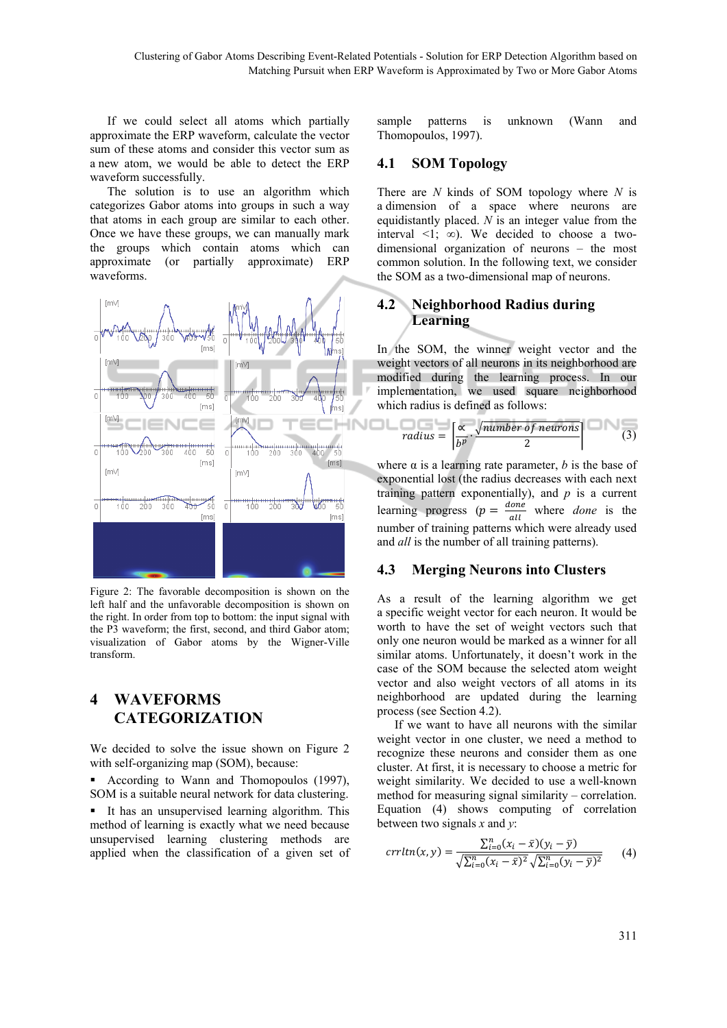If we could select all atoms which partially approximate the ERP waveform, calculate the vector sum of these atoms and consider this vector sum as a new atom, we would be able to detect the ERP waveform successfully.

The solution is to use an algorithm which categorizes Gabor atoms into groups in such a way that atoms in each group are similar to each other. Once we have these groups, we can manually mark the groups which contain atoms which can approximate (or partially approximate) ERP waveforms.

Figure 2: The favorable decomposition is shown on the left half and the unfavorable decomposition is shown on the right. In order from top to bottom: the input signal with the P3 waveform; the first, second, and third Gabor atom; visualization of Gabor atoms by the Wigner-Ville transform.

# 4 WAVEFORMS CATEGORIZATION

We decided to solve the issue shown on Figure 2 with self-organizing map (SOM), because:

- According to Wann and Thomopoulos (1997), SOM is a suitable neural network for data clustering.
- It has an unsupervised learning algorithm. This method of learning is exactly what we need because unsupervised learning clustering methods are applied when the classification of a given set of sample patterns is unknown (Wann and Thomopoulos, 1997).

## 4.1 SOM Topology

There are $N$ kinds of SOM topology where $N$ is a dimension of a space where neurons are equidistantly placed. $N$ is an integer value from the interval $<1;\ \infty)$. We decided to choose a two-dimensional organization of neurons – the most common solution. In the following text, we consider the SOM as a two-dimensional map of neurons.

## 4.2 Neighborhood Radius during Learning

In the SOM, the winner weight vector and the weight vectors of all neurons in its neighborhood are modified during the learning process. In our implementation, we used square neighborhood which radius is defined as follows:

$$radius = \left\lceil \frac{\propto}{b^p} \cdot \frac{\sqrt{number\ of\ neurons}}{2} \right\rceil \tag{3}$$

where α is a learning rate parameter, $b$ is the base of exponential lost (the radius decreases with each next training pattern exponentially), and $p$ is a current learning progress ($p = \frac{done}{all}$ where *done* is the number of training patterns which were already used and *all* is the number of all training patterns).

## 4.3 Merging Neurons into Clusters

As a result of the learning algorithm we get a specific weight vector for each neuron. It would be worth to have the set of weight vectors such that only one neuron would be marked as a winner for all similar atoms. Unfortunately, it doesn't work in the case of the SOM because the selected atom weight vector and also weight vectors of all atoms in its neighborhood are updated during the learning process (see Section 4.2).

If we want to have all neurons with the similar weight vector in one cluster, we need a method to recognize these neurons and consider them as one cluster. At first, it is necessary to choose a metric for weight similarity. We decided to use a well-known method for measuring signal similarity – correlation. Equation (4) shows computing of correlation between two signals $x$ and $y$:

$$crrltn(x,y) = \frac{\sum_{i=0}^{n}(x_i - \bar{x})(y_i - \bar{y})}{\sqrt{\sum_{i=0}^{n}(x_i - \bar{x})^2}\sqrt{\sum_{i=0}^{n}(y_i - \bar{y})^2}} \tag{4}$$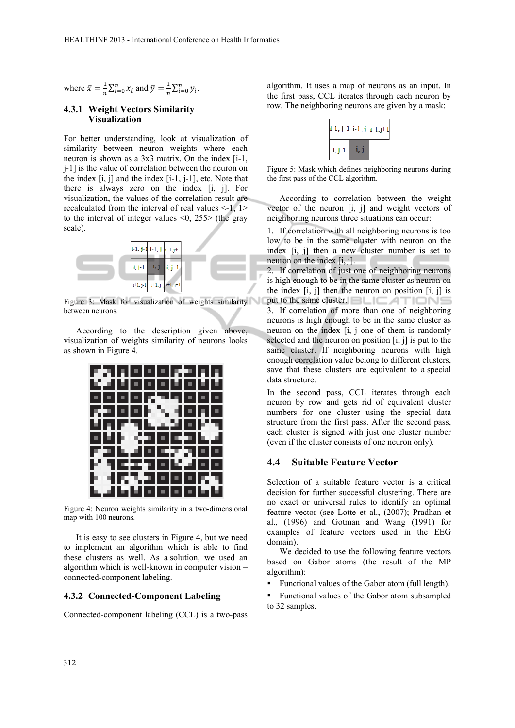where $\bar{x} = \frac{1}{n}\sum_{i=0}^{n} x_i$ and $\bar{y} = \frac{1}{n}\sum_{i=0}^{n} y_i$.

### 4.3.1 Weight Vectors Similarity Visualization

For better understanding, look at visualization of similarity between neuron weights where each neuron is shown as a 3x3 matrix. On the index [i-1, j-1] is the value of correlation between the neuron on the index [i, j] and the index [i-1, j-1], etc. Note that there is always zero on the index [i, j]. For visualization, the values of the correlation result are recalculated from the interval of real values <-1, 1> to the interval of integer values <0, 255> (the gray scale).

| i-1, j-1 | i-1, j | i-1, j+1 |
|---|---|---|
| i, j-1 | i, j | i, j+1 |
| i+1, j-1 | i+1, j | i+1, j+1 |

Figure 3: Mask for visualization of weights similarity between neurons.

According to the description given above, visualization of weights similarity of neurons looks as shown in Figure 4.

Figure 4: Neuron weights similarity in a two-dimensional map with 100 neurons.

It is easy to see clusters in Figure 4, but we need to implement an algorithm which is able to find these clusters as well. As a solution, we used an algorithm which is well-known in computer vision – connected-component labeling.

### 4.3.2 Connected-Component Labeling

Connected-component labeling (CCL) is a two-pass algorithm. It uses a map of neurons as an input. In the first pass, CCL iterates through each neuron by row. The neighboring neurons are given by a mask:

| i-1, j-1 | i-1, j | i-1, j+1 |
|---|---|---|
| i, j-1 | i, j | |

Figure 5: Mask which defines neighboring neurons during the first pass of the CCL algorithm.

According to correlation between the weight vector of the neuron [i, j] and weight vectors of neighboring neurons three situations can occur:

1. If correlation with all neighboring neurons is too low to be in the same cluster with neuron on the index [i, j] then a new cluster number is set to neuron on the index [i, j].
2. If correlation of just one of neighboring neurons is high enough to be in the same cluster as neuron on the index [i, j] then the neuron on position [i, j] is put to the same cluster.
3. If correlation of more than one of neighboring neurons is high enough to be in the same cluster as neuron on the index [i, j one of them is randomly selected and the neuron on position [i, j] is put to the same cluster. If neighboring neurons with high enough correlation value belong to different clusters, save that these clusters are equivalent to a special data structure.

In the second pass, CCL iterates through each neuron by row and gets rid of equivalent cluster numbers for one cluster using the special data structure from the first pass. After the second pass, each cluster is signed with just one cluster number (even if the cluster consists of one neuron only).

## 4.4 Suitable Feature Vector

Selection of a suitable feature vector is a critical decision for further successful clustering. There are no exact or universal rules to identify an optimal feature vector (see Lotte et al., (2007); Pradhan et al., (1996) and Gotman and Wang (1991) for examples of feature vectors used in the EEG domain).

We decided to use the following feature vectors based on Gabor atoms (the result of the MP algorithm):

- Functional values of the Gabor atom (full length).
- Functional values of the Gabor atom subsampled to 32 samples.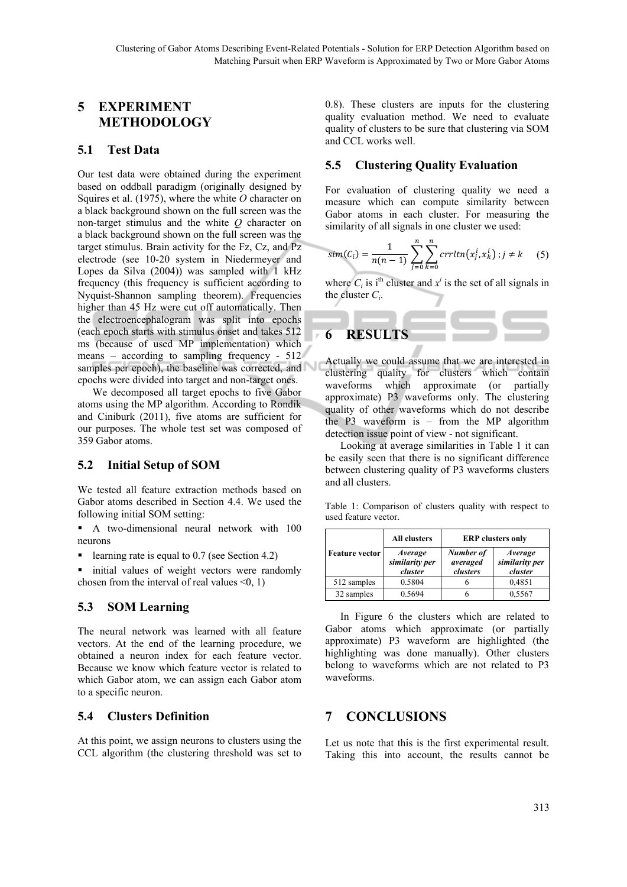## 5 EXPERIMENT METHODOLOGY

### 5.1 Test Data

Our test data were obtained during the experiment based on oddball paradigm (originally designed by Squires et al. (1975), where the white *O* character on a black background shown on the full screen was the non-target stimulus and the white *Q* character on a black background shown on the full screen was the target stimulus. Brain activity for the Fz, Cz, and Pz electrode (see 10-20 system in Niedermeyer and Lopes da Silva (2004)) was sampled with 1 kHz frequency (this frequency is sufficient according to Nyquist-Shannon sampling theorem). Frequencies higher than 45 Hz were cut off automatically. Then the electroencephalogram was split into epochs (each epoch starts with stimulus onset and takes 512 ms (because of used MP implementation) which means – according to sampling frequency - 512 samples per epoch), the baseline was corrected, and epochs were divided into target and non-target ones.

We decomposed all target epochs to five Gabor atoms using the MP algorithm. According to Rondik and Ciniburk (2011), five atoms are sufficient for our purposes. The whole test set was composed of 359 Gabor atoms.

### 5.2 Initial Setup of SOM

We tested all feature extraction methods based on Gabor atoms described in Section 4.4. We used the following initial SOM setting:

- A two-dimensional neural network with 100 neurons
- learning rate is equal to 0.7 (see Section 4.2)
- initial values of weight vectors were randomly chosen from the interval of real values <0, 1)

### 5.3 SOM Learning

The neural network was learned with all feature vectors. At the end of the learning procedure, we obtained a neuron index for each feature vector. Because we know which feature vector is related to which Gabor atom, we can assign each Gabor atom to a specific neuron.

### 5.4 Clusters Definition

At this point, we assign neurons to clusters using the CCL algorithm (the clustering threshold was set to 0.8). These clusters are inputs for the clustering quality evaluation method. We need to evaluate quality of clusters to be sure that clustering via SOM and CCL works well.

### 5.5 Clustering Quality Evaluation

For evaluation of clustering quality we need a measure which can compute similarity between Gabor atoms in each cluster. For measuring the similarity of all signals in one cluster we used:

$$sim(C_i) = \frac{1}{n(n-1)} \sum_{j=0}^{n} \sum_{k=0}^{n} crrltn\left(x_j^i, x_k^i\right) ; j \neq k \quad (5)$$

where $C_i$ is i[th] cluster and $x^i$ is the set of all signals in the cluster $C_i$.

## 6 RESULTS

Actually we could assume that we are interested in clustering quality for clusters which contain waveforms which approximate (or partially approximate) P3 waveforms only. The clustering quality of other waveforms which do not describe the P3 waveform is – from the MP algorithm detection issue point of view - not significant.

Looking at average similarities in Table 1 it can be easily seen that there is no significant difference between clustering quality of P3 waveforms clusters and all clusters.

Table 1: Comparison of clusters quality with respect to used feature vector.

| Feature vector | All clusters | ERP clusters only | |
|---|---|---|---|
| | *Average similarity per cluster* | *Number of averaged clusters* | *Average similarity per cluster* |
| 512 samples | 0.5804 | 6 | 0,4851 |
| 32 samples | 0.5694 | 6 | 0,5567 |

In Figure 6 the clusters which are related to Gabor atoms which approximate (or partially approximate) P3 waveform are highlighted (the highlighting was done manually). Other clusters belong to waveforms which are not related to P3 waveforms.

## 7 CONCLUSIONS

Let us note that this is the first experimental result. Taking this into account, the results cannot be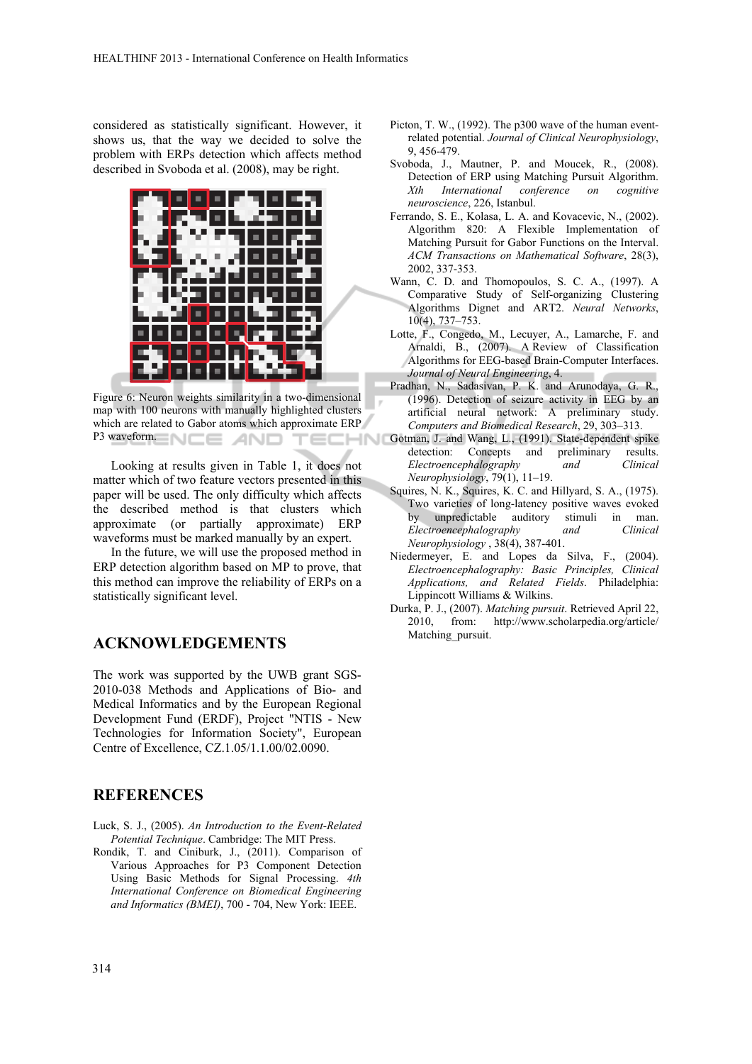considered as statistically significant. However, it shows us, that the way we decided to solve the problem with ERPs detection which affects method described in Svoboda et al. (2008), may be right.

Figure 6: Neuron weights similarity in a two-dimensional map with 100 neurons with manually highlighted clusters which are related to Gabor atoms which approximate ERP P3 waveform.

Looking at results given in Table 1, it does not matter which of two feature vectors presented in this paper will be used. The only difficulty which affects the described method is that clusters which approximate (or partially approximate) ERP waveforms must be marked manually by an expert.

In the future, we will use the proposed method in ERP detection algorithm based on MP to prove, that this method can improve the reliability of ERPs on a statistically significant level.

## ACKNOWLEDGEMENTS

The work was supported by the UWB grant SGS-2010-038 Methods and Applications of Bio- and Medical Informatics and by the European Regional Development Fund (ERDF), Project "NTIS - New Technologies for Information Society", European Centre of Excellence, CZ.1.05/1.1.00/02.0090.

## REFERENCES

Luck, S. J., (2005). *An Introduction to the Event-Related Potential Technique*. Cambridge: The MIT Press.

Rondik, T. and Ciniburk, J., (2011). Comparison of Various Approaches for P3 Component Detection Using Basic Methods for Signal Processing. *4th International Conference on Biomedical Engineering and Informatics (BMEI)*, 700 - 704, New York: IEEE.

Picton, T. W., (1992). The p300 wave of the human event-related potential. *Journal of Clinical Neurophysiology*, 9, 456-479.

Svoboda, J., Mautner, P. and Moucek, R., (2008). Detection of ERP using Matching Pursuit Algorithm. *Xth International conference on cognitive neuroscience*, 226, Istanbul.

Ferrando, S. E., Kolasa, L. A. and Kovacevic, N., (2002). Algorithm 820: A Flexible Implementation of Matching Pursuit for Gabor Functions on the Interval. *ACM Transactions on Mathematical Software*, 28(3), 2002, 337-353.

Wann, C. D. and Thomopoulos, S. C. A., (1997). A Comparative Study of Self-organizing Clustering Algorithms Dignet and ART2. *Neural Networks*, 10(4), 737–753.

Lotte, F., Congedo, M., Lecuyer, A., Lamarche, F. and Arnaldi, B., (2007). A Review of Classification Algorithms for EEG-based Brain-Computer Interfaces. *Journal of Neural Engineering*, 4.

Pradhan, N., Sadasivan, P. K. and Arunodaya, G. R., (1996). Detection of seizure activity in EEG by an artificial neural network: A preliminary study. *Computers and Biomedical Research*, 29, 303–313.

Gotman, J. and Wang, L., (1991). State-dependent spike detection: Concepts and preliminary results. *Electroencephalography and Clinical Neurophysiology*, 79(1), 11–19.

Squires, N. K., Squires, K. C. and Hillyard, S. A., (1975). Two varieties of long-latency positive waves evoked by unpredictable auditory stimuli in man. *Electroencephalography and Clinical Neurophysiology* , 38(4), 387-401.

Niedermeyer, E. and Lopes da Silva, F., (2004). *Electroencephalography: Basic Principles, Clinical Applications, and Related Fields*. Philadelphia: Lippincott Williams & Wilkins.

Durka, P. J., (2007). *Matching pursuit*. Retrieved April 22, 2010, from: http://www.scholarpedia.org/article/Matching_pursuit.